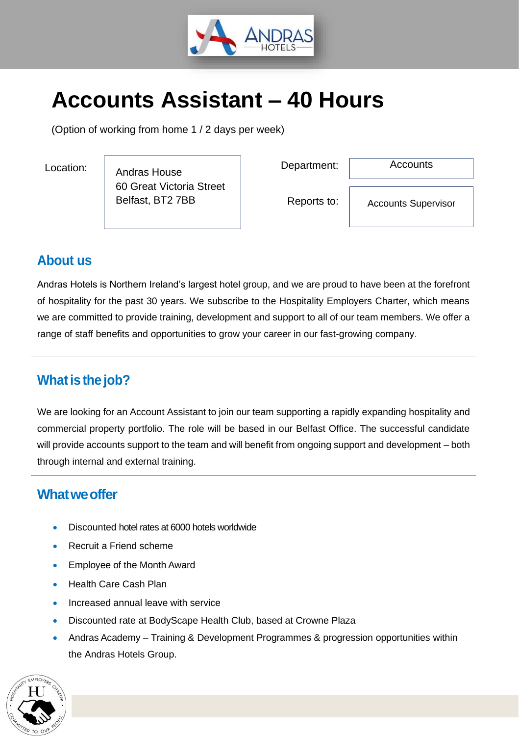# Accounts Assistant – 40 Hours

(Option of working from home 1 / 2 days per week)

| Location: | Andras House<br>60 Great Victoria Street<br>Belfast, BT2 7BB | Department: | Accounts |
|---|---|---|---|
| | | Reports to: | Accounts Supervisor |

## About us

Andras Hotels is Northern Ireland's largest hotel group, and we are proud to have been at the forefront of hospitality for the past 30 years. We subscribe to the Hospitality Employers Charter, which means we are committed to provide training, development and support to all of our team members. We offer a range of staff benefits and opportunities to grow your career in our fast-growing company.

## What is the job?

We are looking for an Account Assistant to join our team supporting a rapidly expanding hospitality and commercial property portfolio. The role will be based in our Belfast Office. The successful candidate will provide accounts support to the team and will benefit from ongoing support and development – both through internal and external training.

## What we offer

- Discounted hotel rates at 6000 hotels worldwide
- Recruit a Friend scheme
- Employee of the Month Award
- Health Care Cash Plan
- Increased annual leave with service
- Discounted rate at BodyScape Health Club, based at Crowne Plaza
- Andras Academy – Training & Development Programmes & progression opportunities within the Andras Hotels Group.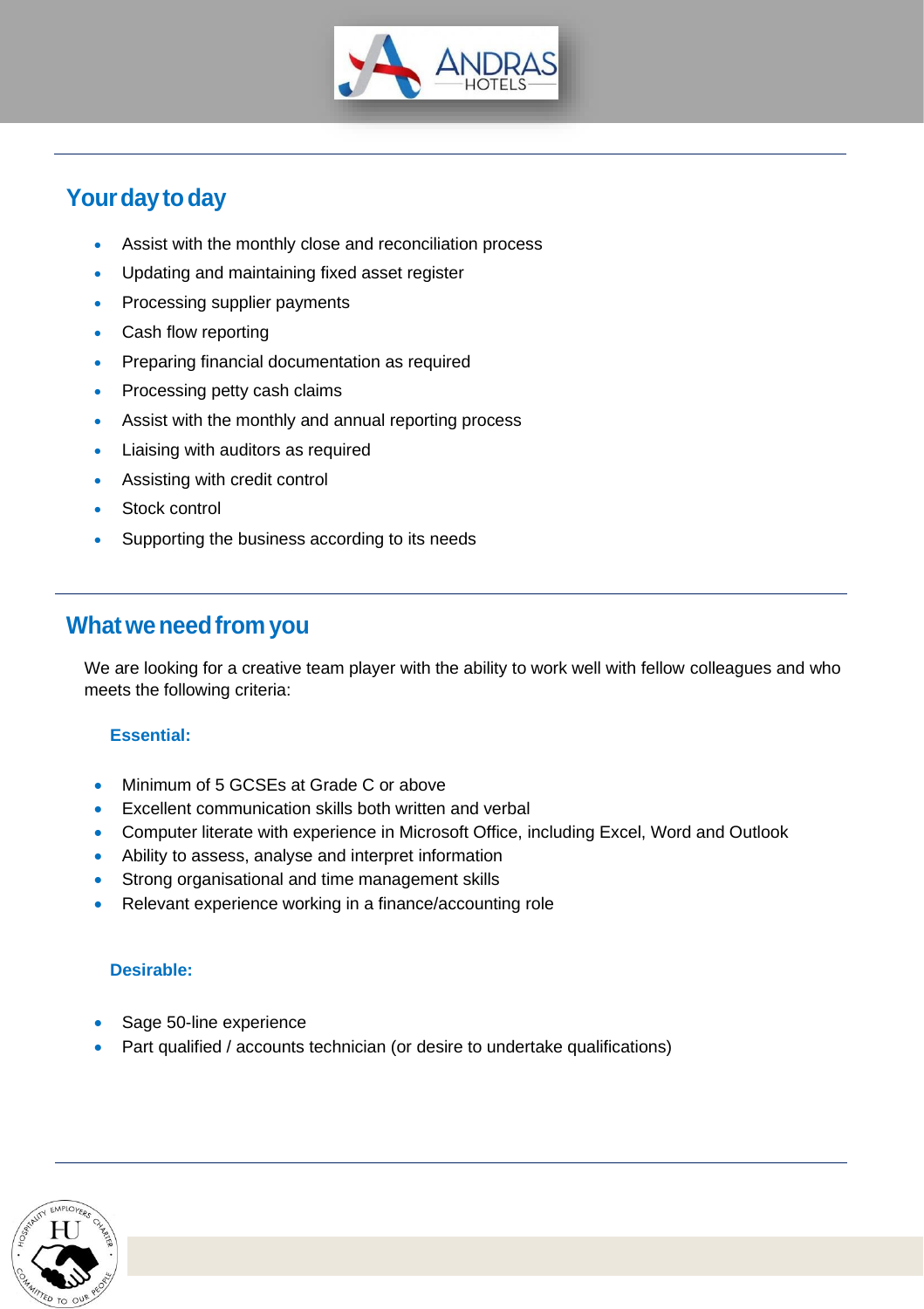## Your day to day

- Assist with the monthly close and reconciliation process
- Updating and maintaining fixed asset register
- Processing supplier payments
- Cash flow reporting
- Preparing financial documentation as required
- Processing petty cash claims
- Assist with the monthly and annual reporting process
- Liaising with auditors as required
- Assisting with credit control
- Stock control
- Supporting the business according to its needs

## What we need from you

We are looking for a creative team player with the ability to work well with fellow colleagues and who meets the following criteria:

**Essential:**

- Minimum of 5 GCSEs at Grade C or above
- Excellent communication skills both written and verbal
- Computer literate with experience in Microsoft Office, including Excel, Word and Outlook
- Ability to assess, analyse and interpret information
- Strong organisational and time management skills
- Relevant experience working in a finance/accounting role

**Desirable:**

- Sage 50-line experience
- Part qualified / accounts technician (or desire to undertake qualifications)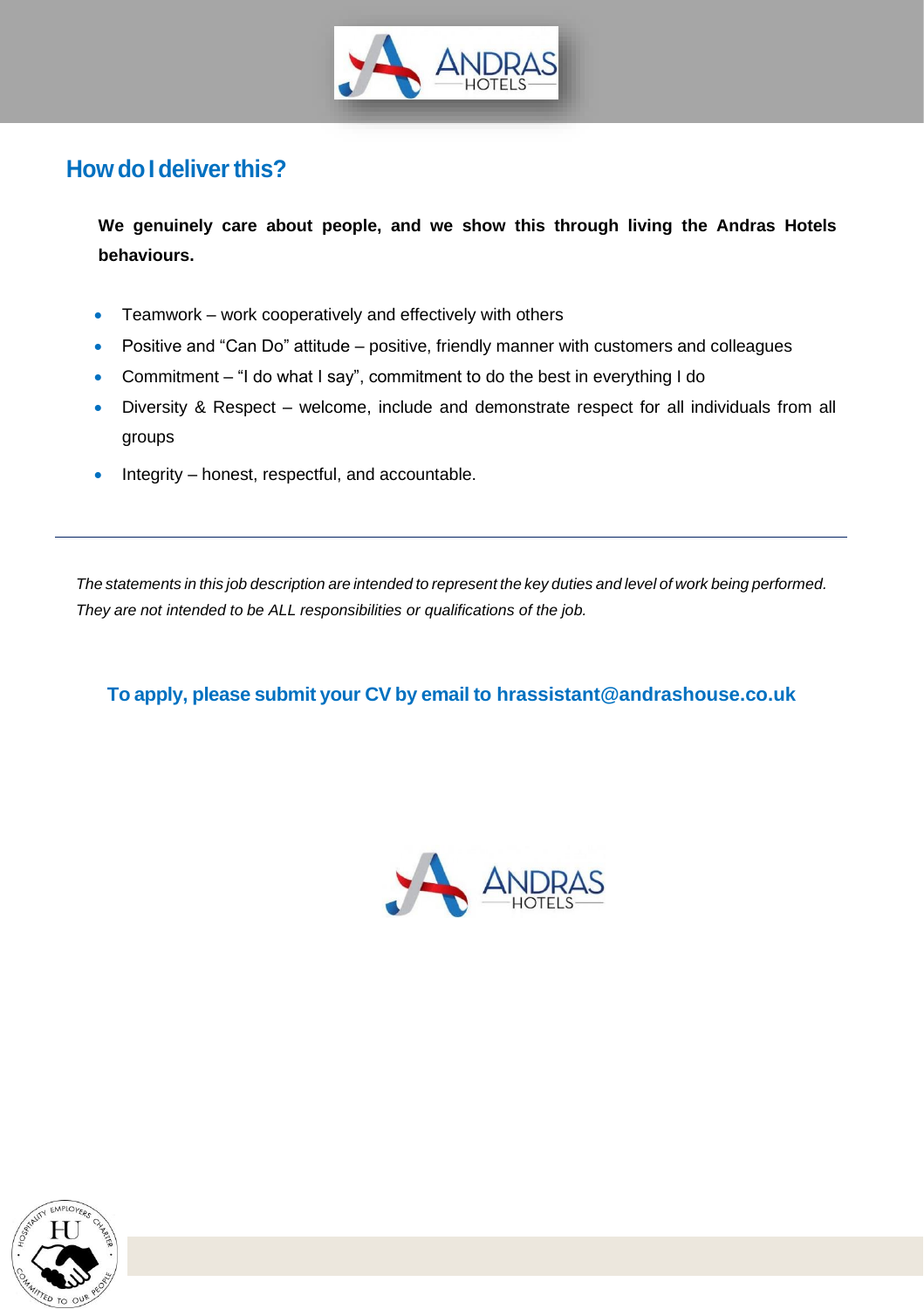## How do I deliver this?

**We genuinely care about people, and we show this through living the Andras Hotels behaviours.**

- Teamwork – work cooperatively and effectively with others
- Positive and "Can Do" attitude – positive, friendly manner with customers and colleagues
- Commitment – "I do what I say", commitment to do the best in everything I do
- Diversity & Respect – welcome, include and demonstrate respect for all individuals from all groups
- Integrity – honest, respectful, and accountable.

---

*The statements in this job description are intended to represent the key duties and level of work being performed. They are not intended to be ALL responsibilities or qualifications of the job.*

**To apply, please submit your CV by email to hrassistant@andrashouse.co.uk**